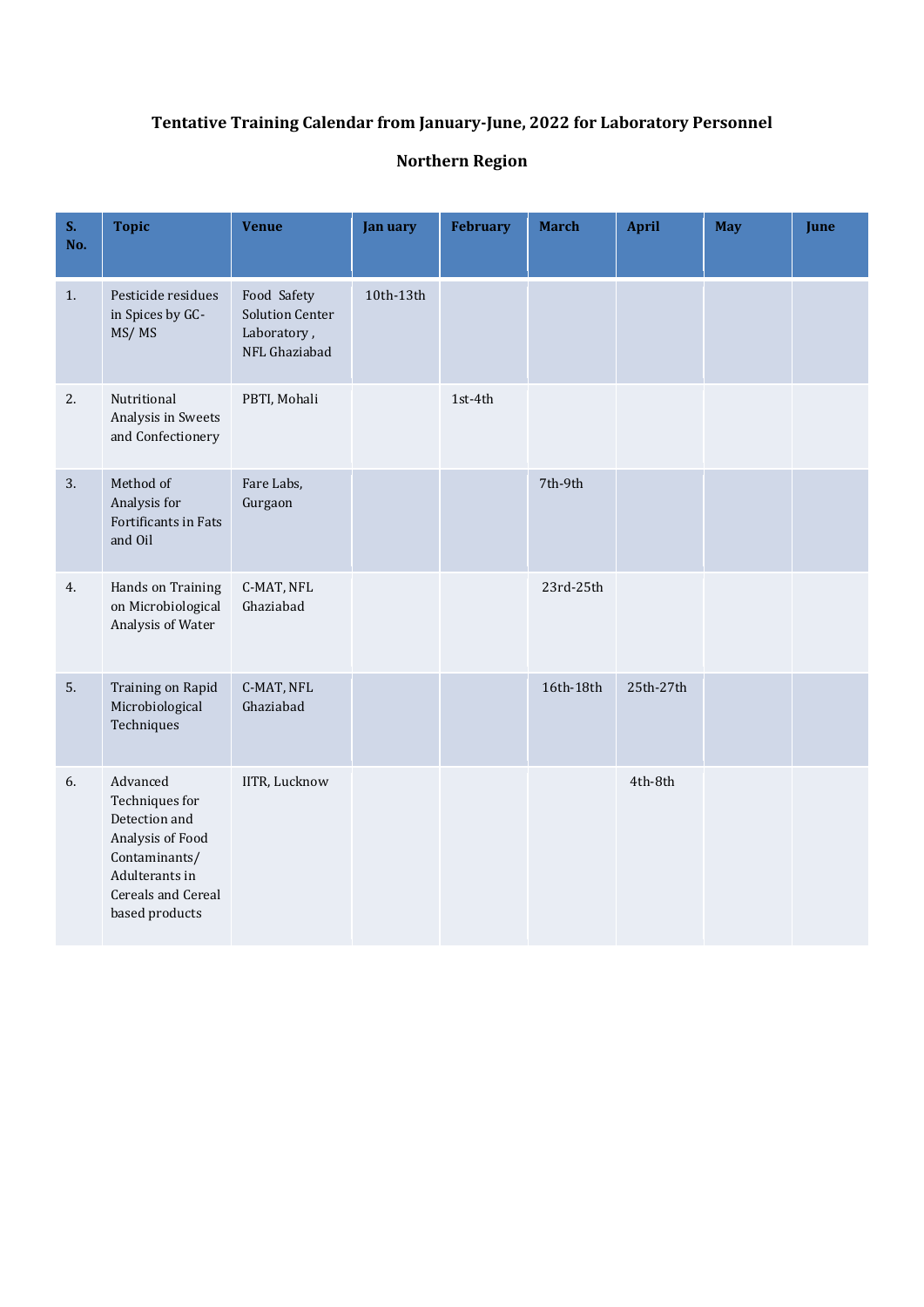# Tentative Training Calendar from January-June, 2022 for Laboratory Personnel

## Northern Region

| S. No. | Topic | Venue | Jan uary | February | March | April | May | June |
|---|---|---|---|---|---|---|---|---|
| 1. | Pesticide residues in Spices by GC-MS/ MS | Food Safety Solution Center Laboratory , NFL Ghaziabad | 10th-13th | | | | | |
| 2. | Nutritional Analysis in Sweets and Confectionery | PBTI, Mohali | | 1st-4th | | | | |
| 3. | Method of Analysis for Fortificants in Fats and Oil | Fare Labs, Gurgaon | | | 7th-9th | | | |
| 4. | Hands on Training on Microbiological Analysis of Water | C-MAT, NFL Ghaziabad | | | 23rd-25th | | | |
| 5. | Training on Rapid Microbiological Techniques | C-MAT, NFL Ghaziabad | | | 16th-18th | 25th-27th | | |
| 6. | Advanced Techniques for Detection and Analysis of Food Contaminants/ Adulterants in Cereals and Cereal based products | IITR, Lucknow | | | | 4th-8th | | |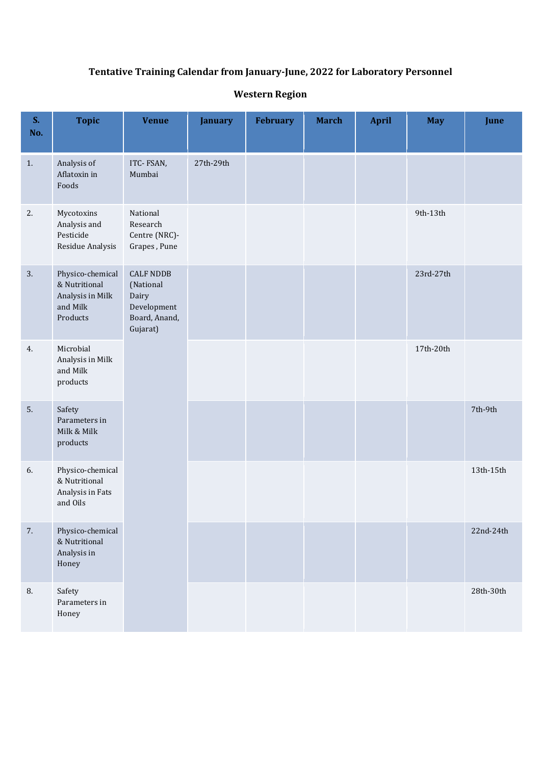**Tentative Training Calendar from January-June, 2022 for Laboratory Personnel**

**Western Region**

| S. No. | Topic | Venue | January | February | March | April | May | June |
|---|---|---|---|---|---|---|---|---|
| 1. | Analysis of Aflatoxin in Foods | ITC- FSAN, Mumbai | 27th-29th | | | | | |
| 2. | Mycotoxins Analysis and Pesticide Residue Analysis | National Research Centre (NRC)- Grapes , Pune | | | | | 9th-13th | |
| 3. | Physico-chemical & Nutritional Analysis in Milk and Milk Products | CALF NDDB (National Dairy Development Board, Anand, Gujarat) | | | | | 23rd-27th | |
| 4. | Microbial Analysis in Milk and Milk products | | | | | | 17th-20th | |
| 5. | Safety Parameters in Milk & Milk products | | | | | | | 7th-9th |
| 6. | Physico-chemical & Nutritional Analysis in Fats and Oils | | | | | | | 13th-15th |
| 7. | Physico-chemical & Nutritional Analysis in Honey | | | | | | | 22nd-24th |
| 8. | Safety Parameters in Honey | | | | | | | 28th-30th |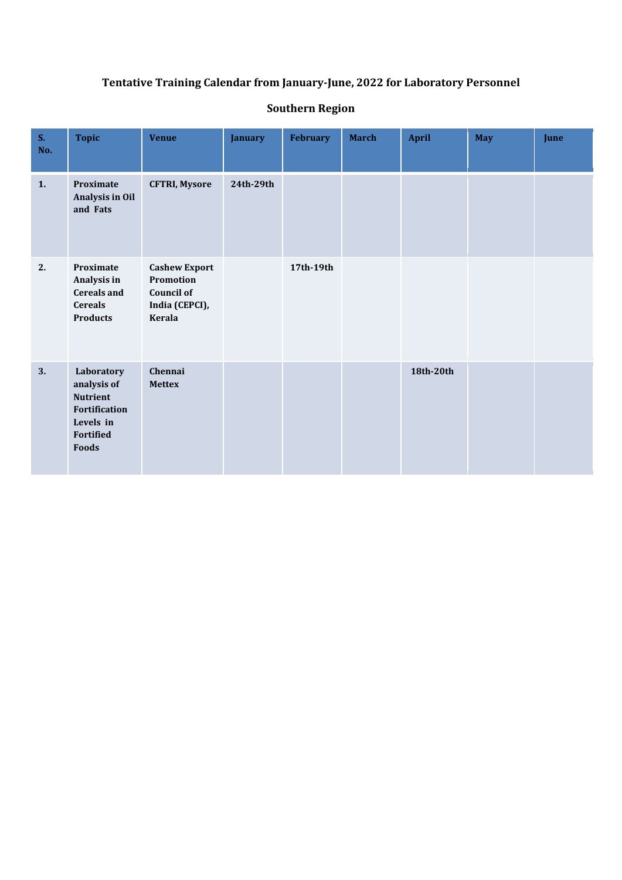**Tentative Training Calendar from January-June, 2022 for Laboratory Personnel**

**Southern Region**

| S. No. | Topic | Venue | January | February | March | April | May | June |
|---|---|---|---|---|---|---|---|---|
| 1. | Proximate Analysis in Oil and Fats | CFTRI, Mysore | 24th-29th | | | | | |
| 2. | Proximate Analysis in Cereals and Cereals Products | Cashew Export Promotion Council of India (CEPCI), Kerala | | 17th-19th | | | | |
| 3. | Laboratory analysis of Nutrient Fortification Levels in Fortified Foods | Chennai Mettex | | | | 18th-20th | | |